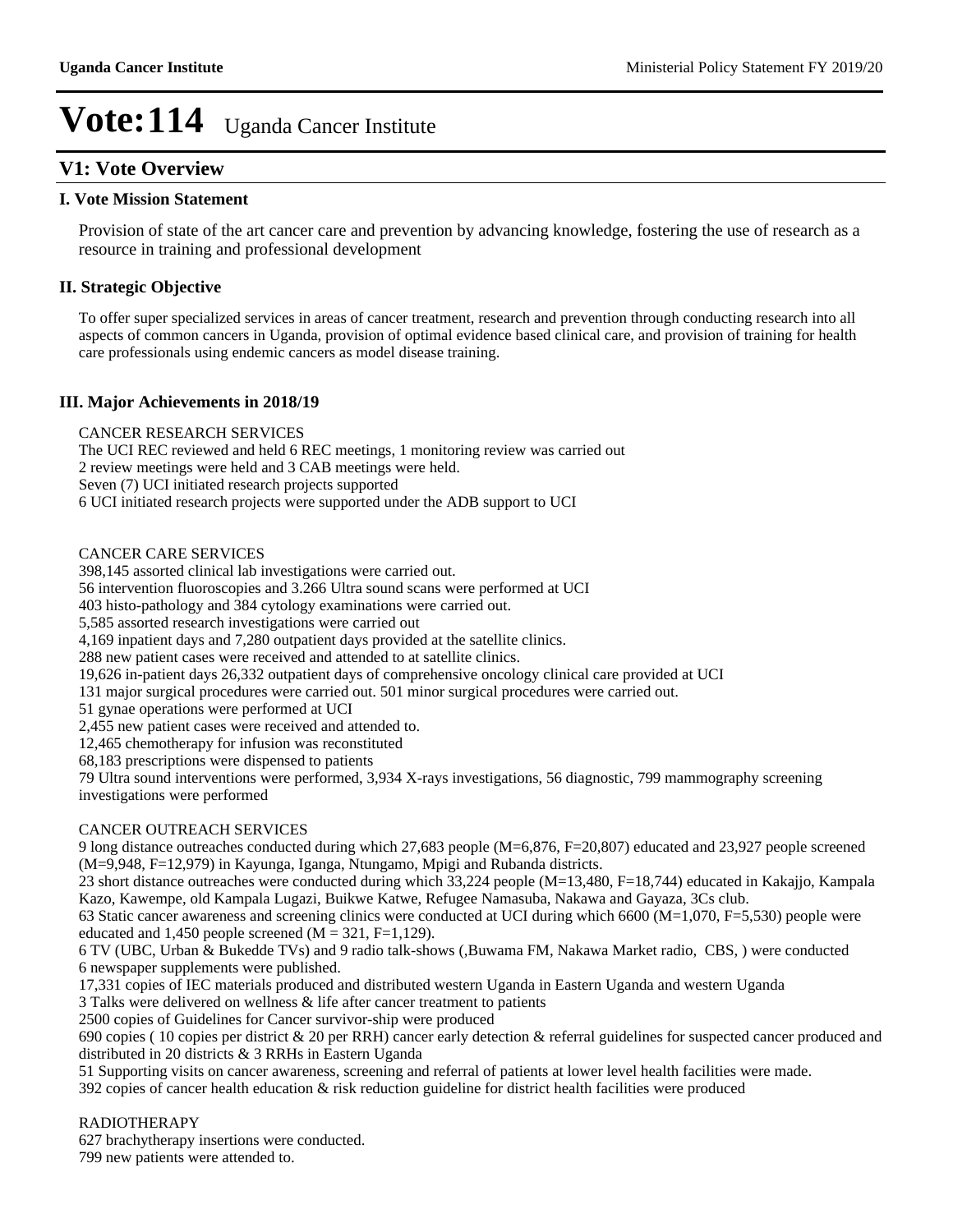# Vote:114 Uganda Cancer Institute

## V1: Vote Overview

### I. Vote Mission Statement

Provision of state of the art cancer care and prevention by advancing knowledge, fostering the use of research as a resource in training and professional development

### II. Strategic Objective

To offer super specialized services in areas of cancer treatment, research and prevention through conducting research into all aspects of common cancers in Uganda, provision of optimal evidence based clinical care, and provision of training for health care professionals using endemic cancers as model disease training.

### III. Major Achievements in 2018/19

CANCER RESEARCH SERVICES
The UCI REC reviewed and held 6 REC meetings, 1 monitoring review was carried out
2 review meetings were held and 3 CAB meetings were held.
Seven (7) UCI initiated research projects supported
6 UCI initiated research projects were supported under the ADB support to UCI

CANCER CARE SERVICES
398,145 assorted clinical lab investigations were carried out.
56 intervention fluoroscopies and 3.266 Ultra sound scans were performed at UCI
403 histo-pathology and 384 cytology examinations were carried out.
5,585 assorted research investigations were carried out
4,169 inpatient days and 7,280 outpatient days provided at the satellite clinics.
288 new patient cases were received and attended to at satellite clinics.
19,626 in-patient days 26,332 outpatient days of comprehensive oncology clinical care provided at UCI
131 major surgical procedures were carried out. 501 minor surgical procedures were carried out.
51 gynae operations were performed at UCI
2,455 new patient cases were received and attended to.
12,465 chemotherapy for infusion was reconstituted
68,183 prescriptions were dispensed to patients
79 Ultra sound interventions were performed, 3,934 X-rays investigations, 56 diagnostic, 799 mammography screening investigations were performed

CANCER OUTREACH SERVICES
9 long distance outreaches conducted during which 27,683 people (M=6,876, F=20,807) educated and 23,927 people screened (M=9,948, F=12,979) in Kayunga, Iganga, Ntungamo, Mpigi and Rubanda districts.
23 short distance outreaches were conducted during which 33,224 people (M=13,480, F=18,744) educated in Kakajjo, Kampala Kazo, Kawempe, old Kampala Lugazi, Buikwe Katwe, Refugee Namasuba, Nakawa and Gayaza, 3Cs club.
63 Static cancer awareness and screening clinics were conducted at UCI during which 6600 (M=1,070, F=5,530) people were educated and 1,450 people screened (M = 321, F=1,129).
6 TV (UBC, Urban & Bukedde TVs) and 9 radio talk-shows (,Buwama FM, Nakawa Market radio, CBS, ) were conducted
6 newspaper supplements were published.
17,331 copies of IEC materials produced and distributed western Uganda in Eastern Uganda and western Uganda
3 Talks were delivered on wellness & life after cancer treatment to patients
2500 copies of Guidelines for Cancer survivor-ship were produced
690 copies ( 10 copies per district & 20 per RRH) cancer early detection & referral guidelines for suspected cancer produced and distributed in 20 districts & 3 RRHs in Eastern Uganda
51 Supporting visits on cancer awareness, screening and referral of patients at lower level health facilities were made.
392 copies of cancer health education & risk reduction guideline for district health facilities were produced

RADIOTHERAPY
627 brachytherapy insertions were conducted.
799 new patients were attended to.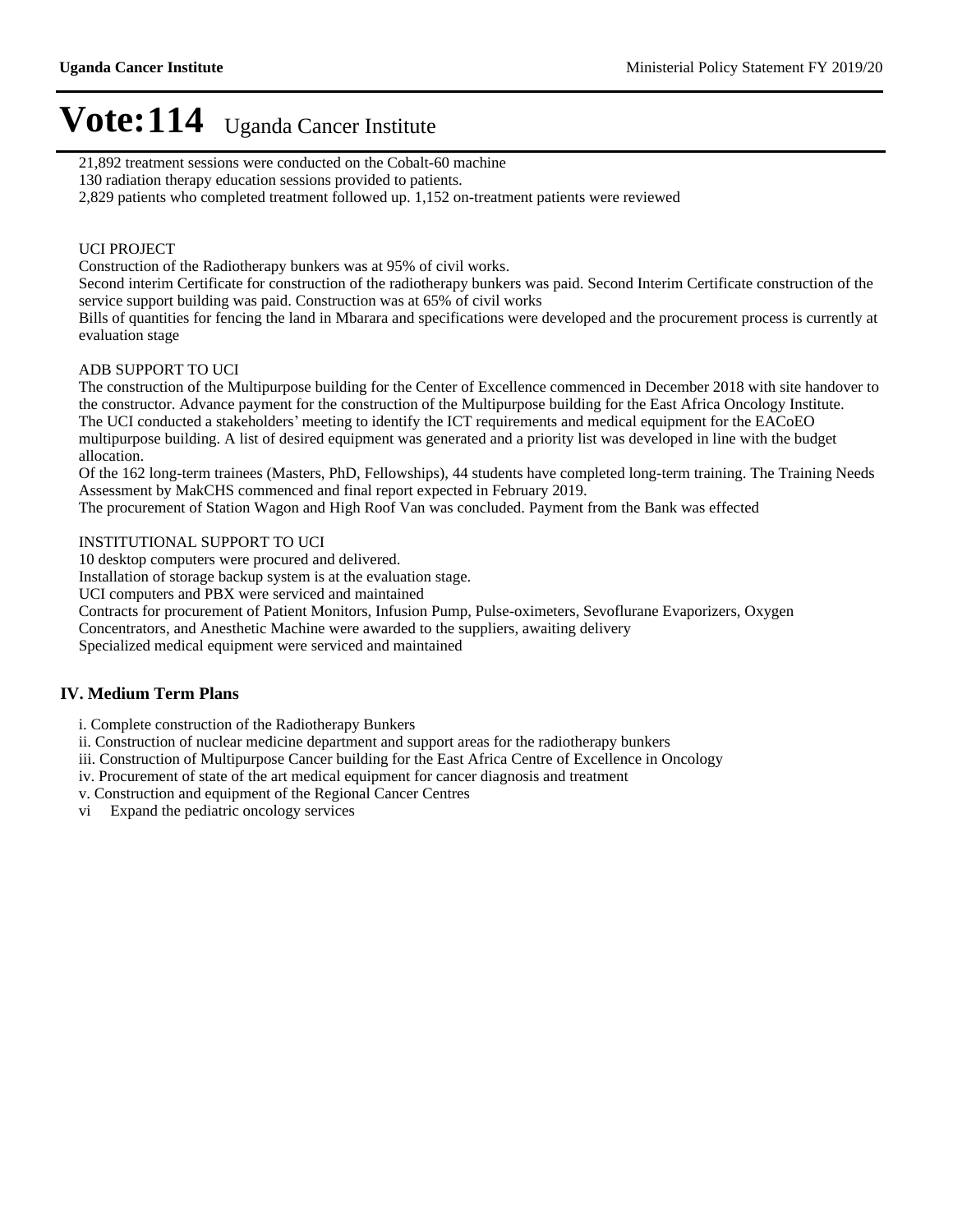# Vote:114 Uganda Cancer Institute

21,892 treatment sessions were conducted on the Cobalt-60 machine

130 radiation therapy education sessions provided to patients.

2,829 patients who completed treatment followed up. 1,152 on-treatment patients were reviewed

UCI PROJECT

Construction of the Radiotherapy bunkers was at 95% of civil works.

Second interim Certificate for construction of the radiotherapy bunkers was paid. Second Interim Certificate construction of the service support building was paid. Construction was at 65% of civil works

Bills of quantities for fencing the land in Mbarara and specifications were developed and the procurement process is currently at evaluation stage

ADB SUPPORT TO UCI

The construction of the Multipurpose building for the Center of Excellence commenced in December 2018 with site handover to the constructor. Advance payment for the construction of the Multipurpose building for the East Africa Oncology Institute.

The UCI conducted a stakeholders' meeting to identify the ICT requirements and medical equipment for the EACoEO multipurpose building. A list of desired equipment was generated and a priority list was developed in line with the budget allocation.

Of the 162 long-term trainees (Masters, PhD, Fellowships), 44 students have completed long-term training. The Training Needs Assessment by MakCHS commenced and final report expected in February 2019.

The procurement of Station Wagon and High Roof Van was concluded. Payment from the Bank was effected

INSTITUTIONAL SUPPORT TO UCI

10 desktop computers were procured and delivered.

Installation of storage backup system is at the evaluation stage.

UCI computers and PBX were serviced and maintained

Contracts for procurement of Patient Monitors, Infusion Pump, Pulse-oximeters, Sevoflurane Evaporizers, Oxygen Concentrators, and Anesthetic Machine were awarded to the suppliers, awaiting delivery

Specialized medical equipment were serviced and maintained

## IV. Medium Term Plans

i. Complete construction of the Radiotherapy Bunkers

ii. Construction of nuclear medicine department and support areas for the radiotherapy bunkers

iii. Construction of Multipurpose Cancer building for the East Africa Centre of Excellence in Oncology

iv. Procurement of state of the art medical equipment for cancer diagnosis and treatment

v. Construction and equipment of the Regional Cancer Centres

vi Expand the pediatric oncology services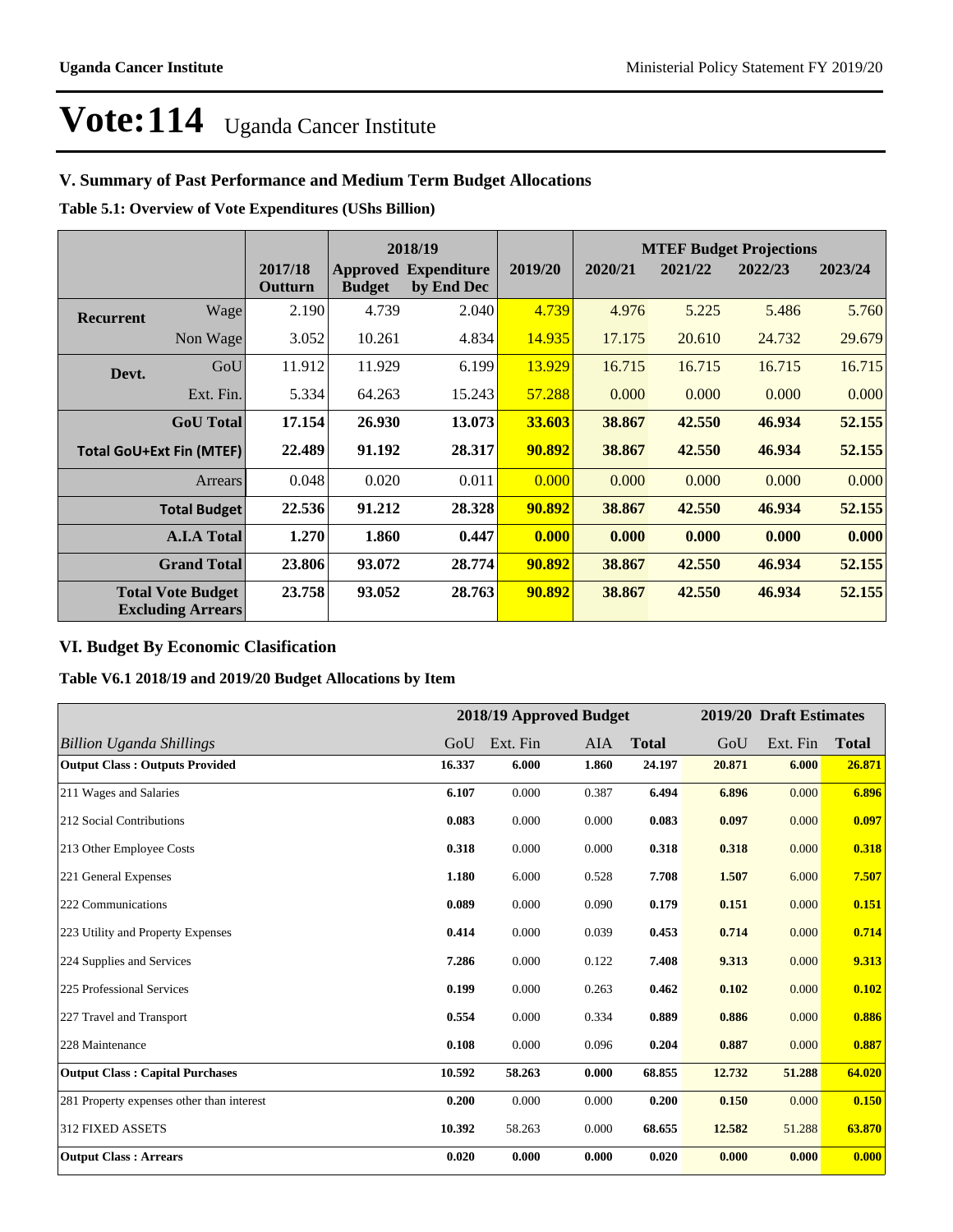# Vote:114 Uganda Cancer Institute

## V. Summary of Past Performance and Medium Term Budget Allocations

**Table 5.1: Overview of Vote Expenditures (UShs Billion)**

| | | | 2018/19 | | | MTEF Budget Projections | | | |
|---|---|---|---|---|---|---|---|---|---|
| | | 2017/18 Outturn | Approved Budget | Expenditure by End Dec | 2019/20 | 2020/21 | 2021/22 | 2022/23 | 2023/24 |
| **Recurrent** | Wage | 2.190 | 4.739 | 2.040 | 4.739 | 4.976 | 5.225 | 5.486 | 5.760 |
| | Non Wage | 3.052 | 10.261 | 4.834 | 14.935 | 17.175 | 20.610 | 24.732 | 29.679 |
| **Devt.** | GoU | 11.912 | 11.929 | 6.199 | 13.929 | 16.715 | 16.715 | 16.715 | 16.715 |
| | Ext. Fin. | 5.334 | 64.263 | 15.243 | 57.288 | 0.000 | 0.000 | 0.000 | 0.000 |
| | **GoU Total** | **17.154** | **26.930** | **13.073** | **33.603** | **38.867** | **42.550** | **46.934** | **52.155** |
| **Total GoU+Ext Fin (MTEF)** | | **22.489** | **91.192** | **28.317** | **90.892** | **38.867** | **42.550** | **46.934** | **52.155** |
| | Arrears | 0.048 | 0.020 | 0.011 | 0.000 | 0.000 | 0.000 | 0.000 | 0.000 |
| | **Total Budget** | **22.536** | **91.212** | **28.328** | **90.892** | **38.867** | **42.550** | **46.934** | **52.155** |
| | **A.I.A Total** | **1.270** | **1.860** | **0.447** | **0.000** | **0.000** | **0.000** | **0.000** | **0.000** |
| | **Grand Total** | **23.806** | **93.072** | **28.774** | **90.892** | **38.867** | **42.550** | **46.934** | **52.155** |
| | **Total Vote Budget Excluding Arrears** | **23.758** | **93.052** | **28.763** | **90.892** | **38.867** | **42.550** | **46.934** | **52.155** |

## VI. Budget By Economic Clasification

**Table V6.1 2018/19 and 2019/20 Budget Allocations by Item**

| | 2018/19 Approved Budget | | | | 2019/20 Draft Estimates | | |
|---|---|---|---|---|---|---|---|
| *Billion Uganda Shillings* | GoU | Ext. Fin | AIA | **Total** | GoU | Ext. Fin | **Total** |
| **Output Class : Outputs Provided** | **16.337** | **6.000** | **1.860** | **24.197** | **20.871** | **6.000** | **26.871** |
| 211 Wages and Salaries | **6.107** | 0.000 | 0.387 | **6.494** | **6.896** | 0.000 | **6.896** |
| 212 Social Contributions | **0.083** | 0.000 | 0.000 | **0.083** | **0.097** | 0.000 | **0.097** |
| 213 Other Employee Costs | **0.318** | 0.000 | 0.000 | **0.318** | **0.318** | 0.000 | **0.318** |
| 221 General Expenses | **1.180** | 6.000 | 0.528 | **7.708** | **1.507** | 6.000 | **7.507** |
| 222 Communications | **0.089** | 0.000 | 0.090 | **0.179** | **0.151** | 0.000 | **0.151** |
| 223 Utility and Property Expenses | **0.414** | 0.000 | 0.039 | **0.453** | **0.714** | 0.000 | **0.714** |
| 224 Supplies and Services | **7.286** | 0.000 | 0.122 | **7.408** | **9.313** | 0.000 | **9.313** |
| 225 Professional Services | **0.199** | 0.000 | 0.263 | **0.462** | **0.102** | 0.000 | **0.102** |
| 227 Travel and Transport | **0.554** | 0.000 | 0.334 | **0.889** | **0.886** | 0.000 | **0.886** |
| 228 Maintenance | **0.108** | 0.000 | 0.096 | **0.204** | **0.887** | 0.000 | **0.887** |
| **Output Class : Capital Purchases** | **10.592** | **58.263** | **0.000** | **68.855** | **12.732** | **51.288** | **64.020** |
| 281 Property expenses other than interest | **0.200** | 0.000 | 0.000 | **0.200** | **0.150** | 0.000 | **0.150** |
| 312 FIXED ASSETS | **10.392** | 58.263 | 0.000 | **68.655** | **12.582** | 51.288 | **63.870** |
| **Output Class : Arrears** | **0.020** | **0.000** | **0.000** | **0.020** | **0.000** | **0.000** | **0.000** |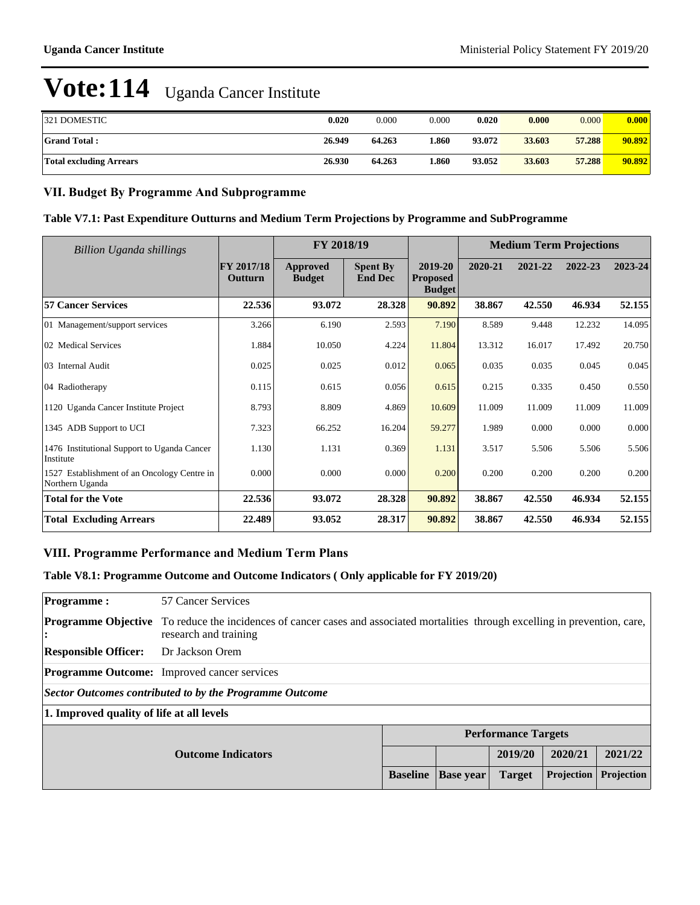# Vote:114 Uganda Cancer Institute

| | | | | | | | |
|---|---|---|---|---|---|---|---|
| 321 DOMESTIC | **0.020** | 0.000 | 0.000 | **0.020** | **0.000** | 0.000 | **0.000** |
| **Grand Total :** | **26.949** | **64.263** | **1.860** | **93.072** | **33.603** | **57.288** | **90.892** |
| **Total excluding Arrears** | **26.930** | **64.263** | **1.860** | **93.052** | **33.603** | **57.288** | **90.892** |

## VII. Budget By Programme And Subprogramme

### Table V7.1: Past Expenditure Outturns and Medium Term Projections by Programme and SubProgramme

| *Billion Uganda shillings* | | FY 2018/19 | | | Medium Term Projections | | | |
|---|---|---|---|---|---|---|---|---|
| | FY 2017/18 Outturn | Approved Budget | Spent By End Dec | 2019-20 Proposed Budget | 2020-21 | 2021-22 | 2022-23 | 2023-24 |
| **57 Cancer Services** | **22.536** | **93.072** | **28.328** | **90.892** | **38.867** | **42.550** | **46.934** | **52.155** |
| 01 Management/support services | 3.266 | 6.190 | 2.593 | 7.190 | 8.589 | 9.448 | 12.232 | 14.095 |
| 02 Medical Services | 1.884 | 10.050 | 4.224 | 11.804 | 13.312 | 16.017 | 17.492 | 20.750 |
| 03 Internal Audit | 0.025 | 0.025 | 0.012 | 0.065 | 0.035 | 0.035 | 0.045 | 0.045 |
| 04 Radiotherapy | 0.115 | 0.615 | 0.056 | 0.615 | 0.215 | 0.335 | 0.450 | 0.550 |
| 1120 Uganda Cancer Institute Project | 8.793 | 8.809 | 4.869 | 10.609 | 11.009 | 11.009 | 11.009 | 11.009 |
| 1345 ADB Support to UCI | 7.323 | 66.252 | 16.204 | 59.277 | 1.989 | 0.000 | 0.000 | 0.000 |
| 1476 Institutional Support to Uganda Cancer Institute | 1.130 | 1.131 | 0.369 | 1.131 | 3.517 | 5.506 | 5.506 | 5.506 |
| 1527 Establishment of an Oncology Centre in Northern Uganda | 0.000 | 0.000 | 0.000 | 0.200 | 0.200 | 0.200 | 0.200 | 0.200 |
| **Total for the Vote** | **22.536** | **93.072** | **28.328** | **90.892** | **38.867** | **42.550** | **46.934** | **52.155** |
| **Total Excluding Arrears** | **22.489** | **93.052** | **28.317** | **90.892** | **38.867** | **42.550** | **46.934** | **52.155** |

## VIII. Programme Performance and Medium Term Plans

### Table V8.1: Programme Outcome and Outcome Indicators ( Only applicable for FY 2019/20)

**Programme :** 57 Cancer Services

**Programme Objective :** To reduce the incidences of cancer cases and associated mortalities through excelling in prevention, care, research and training

**Responsible Officer:** Dr Jackson Orem

**Programme Outcome:** Improved cancer services

***Sector Outcomes contributed to by the Programme Outcome***

**1. Improved quality of life at all levels**

| Outcome Indicators | Performance Targets | | | | |
|---|---|---|---|---|---|
| | | | 2019/20 | 2020/21 | 2021/22 |
| | Baseline | Base year | Target | Projection | Projection |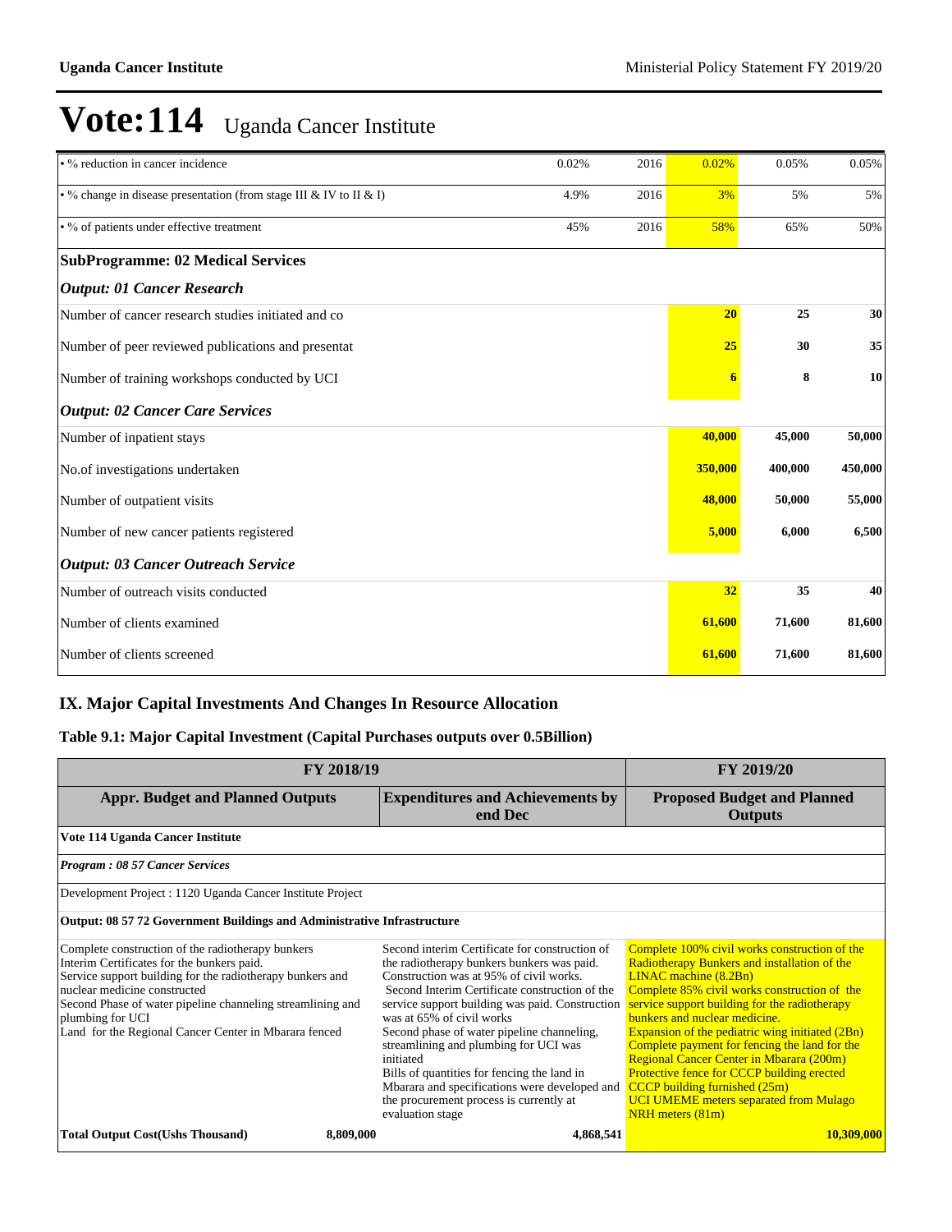# Vote:114 Uganda Cancer Institute

| | | | | | |
|---|---|---|---|---|---|
| • % reduction in cancer incidence | 0.02% | 2016 | 0.02% | 0.05% | 0.05% |
| • % change in disease presentation (from stage III & IV to II & I) | 4.9% | 2016 | 3% | 5% | 5% |
| • % of patients under effective treatment | 45% | 2016 | 58% | 65% | 50% |
| **SubProgramme: 02 Medical Services** | | | | | |
| ***Output: 01 Cancer Research*** | | | | | |
| Number of cancer research studies initiated and co | | | **20** | **25** | **30** |
| Number of peer reviewed publications and presentat | | | **25** | **30** | **35** |
| Number of training workshops conducted by UCI | | | **6** | **8** | **10** |
| ***Output: 02 Cancer Care Services*** | | | | | |
| Number of inpatient stays | | | **40,000** | **45,000** | **50,000** |
| No.of investigations undertaken | | | **350,000** | **400,000** | **450,000** |
| Number of outpatient visits | | | **48,000** | **50,000** | **55,000** |
| Number of new cancer patients registered | | | **5,000** | **6,000** | **6,500** |
| ***Output: 03 Cancer Outreach Service*** | | | | | |
| Number of outreach visits conducted | | | **32** | **35** | **40** |
| Number of clients examined | | | **61,600** | **71,600** | **81,600** |
| Number of clients screened | | | **61,600** | **71,600** | **81,600** |

## IX. Major Capital Investments And Changes In Resource Allocation

### Table 9.1: Major Capital Investment (Capital Purchases outputs over 0.5Billion)

| FY 2018/19 | | FY 2019/20 |
|---|---|---|
| **Appr. Budget and Planned Outputs** | **Expenditures and Achievements by end Dec** | **Proposed Budget and Planned Outputs** |
| **Vote 114 Uganda Cancer Institute** | | |
| ***Program : 08 57 Cancer Services*** | | |
| Development Project : 1120 Uganda Cancer Institute Project | | |
| **Output: 08 57 72 Government Buildings and Administrative Infrastructure** | | |
| Complete construction of the radiotherapy bunkers<br>Interim Certificates for the bunkers paid.<br>Service support building for the radiotherapy bunkers and nuclear medicine constructed<br>Second Phase of water pipeline channeling streamlining and plumbing for UCI<br>Land for the Regional Cancer Center in Mbarara fenced | Second interim Certificate for construction of the radiotherapy bunkers bunkers was paid. Construction was at 95% of civil works.<br>Second Interim Certificate construction of the service support building was paid. Construction was at 65% of civil works<br>Second phase of water pipeline channeling, streamlining and plumbing for UCI was initiated<br>Bills of quantities for fencing the land in Mbarara and specifications were developed and the procurement process is currently at evaluation stage | Complete 100% civil works construction of the Radiotherapy Bunkers and installation of the LINAC machine (8.2Bn)<br>Complete 85% civil works construction of the service support building for the radiotherapy bunkers and nuclear medicine.<br>Expansion of the pediatric wing initiated (2Bn)<br>Complete payment for fencing the land for the Regional Cancer Center in Mbarara (200m)<br>Protective fence for CCCP building erected<br>CCCP building furnished (25m)<br>UCI UMEME meters separated from Mulago NRH meters (81m) |
| **Total Output Cost(Ushs Thousand)** **8,809,000** | **4,868,541** | **10,309,000** |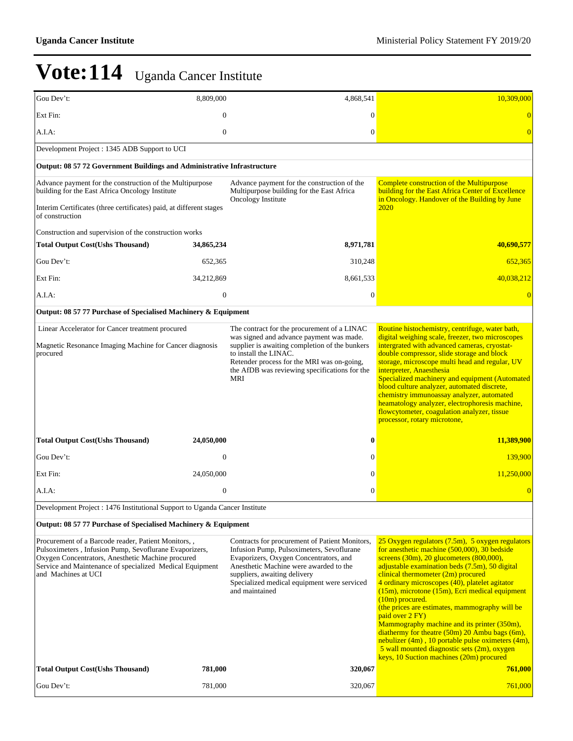# Vote:114 Uganda Cancer Institute

| | | | |
|---|---|---|---|
| Gou Dev't: | 8,809,000 | 4,868,541 | 10,309,000 |
| Ext Fin: | 0 | 0 | 0 |
| A.I.A: | 0 | 0 | 0 |
| **Development Project : 1345 ADB Support to UCI** | | | |
| **Output: 08 57 72 Government Buildings and Administrative Infrastructure** | | | |
| Advance payment for the construction of the Multipurpose building for the East Africa Oncology Institute<br><br>Interim Certificates (three certificates) paid, at different stages of construction<br><br>Construction and supervision of the construction works | | Advance payment for the construction of the Multipurpose building for the East Africa Oncology Institute | Complete construction of the Multipurpose building for the East Africa Center of Excellence in Oncology. Handover of the Building by June 2020 |
| **Total Output Cost(Ushs Thousand)** | **34,865,234** | **8,971,781** | **40,690,577** |
| Gou Dev't: | 652,365 | 310,248 | 652,365 |
| Ext Fin: | 34,212,869 | 8,661,533 | 40,038,212 |
| A.I.A: | 0 | 0 | 0 |
| **Output: 08 57 77 Purchase of Specialised Machinery & Equipment** | | | |
| Linear Accelerator for Cancer treatment procured<br><br>Magnetic Resonance Imaging Machine for Cancer diagnosis procured | | The contract for the procurement of a LINAC was signed and advance payment was made. supplier is awaiting completion of the bunkers to install the LINAC.<br>Retender process for the MRI was on-going, the AfDB was reviewing specifications for the MRI | Routine histochemistry, centrifuge, water bath, digital weighing scale, freezer, two microscopes intergrated with advanced cameras, cryostat-double compressor, slide storage and block storage, microscope multi head and regular, UV interpreter, Anaesthesia<br>Specialized machinery and equipment (Automated blood culture analyzer, automated discrete, chemistry immunoassay analyzer, automated heamatology analyzer, electrophoresis machine, flowcytometer, coagulation analyzer, tissue processor, rotary microtone, |
| **Total Output Cost(Ushs Thousand)** | **24,050,000** | **0** | **11,389,900** |
| Gou Dev't: | 0 | 0 | 139,900 |
| Ext Fin: | 24,050,000 | 0 | 11,250,000 |
| A.I.A: | 0 | 0 | 0 |
| **Development Project : 1476 Institutional Support to Uganda Cancer Institute** | | | |
| **Output: 08 57 77 Purchase of Specialised Machinery & Equipment** | | | |
| Procurement of a Barcode reader, Patient Monitors, , Pulsoximeters , Infusion Pump, Sevoflurane Evaporizers, Oxygen Concentrators, Anesthetic Machine procured<br>Service and Maintenance of specialized Medical Equipment and Machines at UCI | | Contracts for procurement of Patient Monitors, Infusion Pump, Pulsoximeters, Sevoflurane Evaporizers, Oxygen Concentrators, and Anesthetic Machine were awarded to the suppliers, awaiting delivery<br>Specialized medical equipment were serviced and maintained | 25 Oxygen regulators (7.5m), 5 oxygen regulators for anesthetic machine (500,000), 30 bedside screens (30m), 20 glucometers (800,000), adjustable examination beds (7.5m), 50 digital clinical thermometer (2m) procured<br>4 ordinary microscopes (40), platelet agitator (15m), microtone (15m), Ecri medical equipment (10m) procured.<br>(the prices are estimates, mammography will be paid over 2 FY)<br>Mammography machine and its printer (350m), diathermy for theatre (50m) 20 Ambu bags (6m), nebulizer (4m) , 10 portable pulse oximeters (4m), 5 wall mounted diagnostic sets (2m), oxygen keys, 10 Suction machines (20m) procured |
| **Total Output Cost(Ushs Thousand)** | **781,000** | **320,067** | **761,000** |
| Gou Dev't: | 781,000 | 320,067 | 761,000 |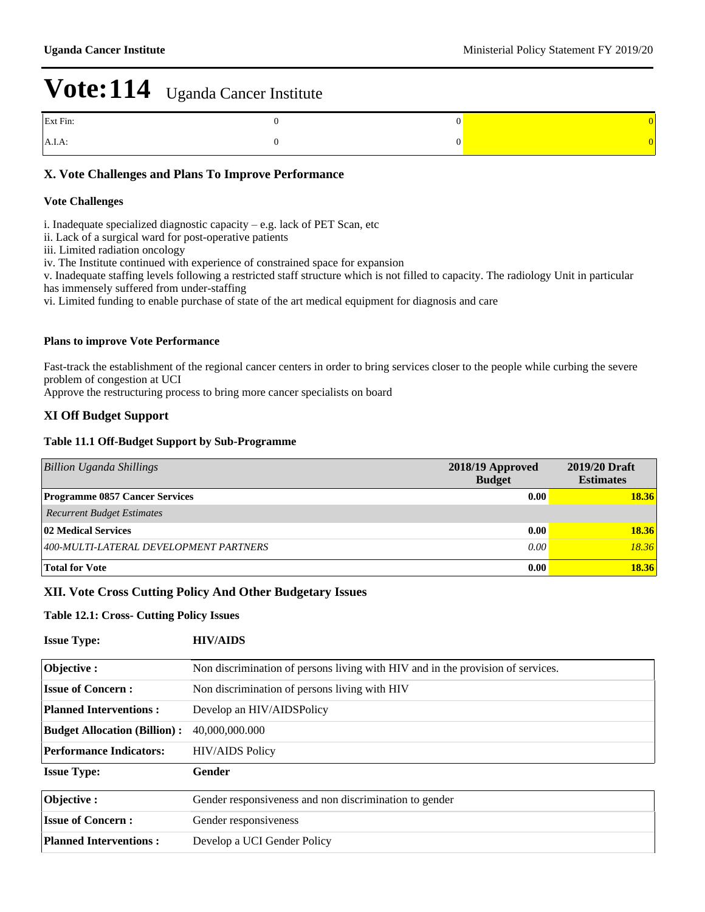# Vote:114 Uganda Cancer Institute

| | | | |
|---|---|---|---|
| Ext Fin: | 0 | 0 | 0 |
| A.I.A: | 0 | 0 | 0 |

## X. Vote Challenges and Plans To Improve Performance

### Vote Challenges

i. Inadequate specialized diagnostic capacity – e.g. lack of PET Scan, etc
ii. Lack of a surgical ward for post-operative patients
iii. Limited radiation oncology
iv. The Institute continued with experience of constrained space for expansion
v. Inadequate staffing levels following a restricted staff structure which is not filled to capacity. The radiology Unit in particular has immensely suffered from under-staffing
vi. Limited funding to enable purchase of state of the art medical equipment for diagnosis and care

### Plans to improve Vote Performance

Fast-track the establishment of the regional cancer centers in order to bring services closer to the people while curbing the severe problem of congestion at UCI
Approve the restructuring process to bring more cancer specialists on board

## XI Off Budget Support

### Table 11.1 Off-Budget Support by Sub-Programme

| *Billion Uganda Shillings* | 2018/19 Approved Budget | 2019/20 Draft Estimates |
|---|---|---|
| **Programme 0857 Cancer Services** | **0.00** | **18.36** |
| *Recurrent Budget Estimates* | | |
| **02 Medical Services** | **0.00** | **18.36** |
| *400-MULTI-LATERAL DEVELOPMENT PARTNERS* | *0.00* | *18.36* |
| **Total for Vote** | **0.00** | **18.36** |

## XII. Vote Cross Cutting Policy And Other Budgetary Issues

### Table 12.1: Cross- Cutting Policy Issues

**Issue Type:** **HIV/AIDS**

| | |
|---|---|
| **Objective :** | Non discrimination of persons living with HIV and in the provision of services. |
| **Issue of Concern :** | Non discrimination of persons living with HIV |
| **Planned Interventions :** | Develop an HIV/AIDSPolicy |
| **Budget Allocation (Billion) :** | 40,000,000.000 |
| **Performance Indicators:** | HIV/AIDS Policy |

**Issue Type:** **Gender**

| | |
|---|---|
| **Objective :** | Gender responsiveness and non discrimination to gender |
| **Issue of Concern :** | Gender responsiveness |
| **Planned Interventions :** | Develop a UCI Gender Policy |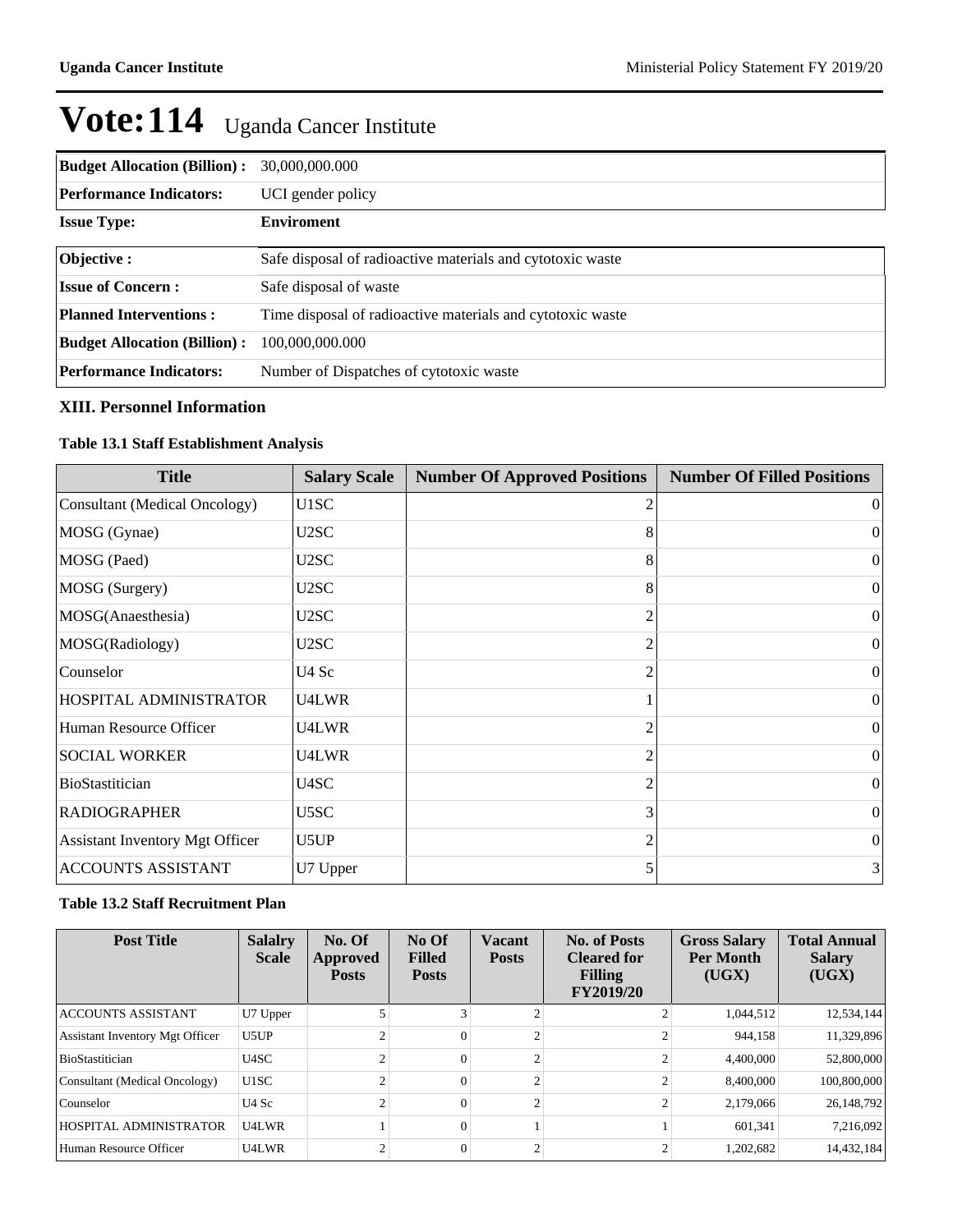# Vote:114 Uganda Cancer Institute

| | |
|---|---|
| **Budget Allocation (Billion) :** | 30,000,000.000 |
| **Performance Indicators:** | UCI gender policy |

| | |
|---|---|
| **Issue Type:** | **Enviroment** |

| | |
|---|---|
| **Objective :** | Safe disposal of radioactive materials and cytotoxic waste |
| **Issue of Concern :** | Safe disposal of waste |
| **Planned Interventions :** | Time disposal of radioactive materials and cytotoxic waste |
| **Budget Allocation (Billion) :** | 100,000,000.000 |
| **Performance Indicators:** | Number of Dispatches of cytotoxic waste |

### XIII. Personnel Information

#### Table 13.1 Staff Establishment Analysis

| Title | Salary Scale | Number Of Approved Positions | Number Of Filled Positions |
|---|---|---|---|
| Consultant (Medical Oncology) | U1SC | 2 | 0 |
| MOSG (Gynae) | U2SC | 8 | 0 |
| MOSG (Paed) | U2SC | 8 | 0 |
| MOSG (Surgery) | U2SC | 8 | 0 |
| MOSG(Anaesthesia) | U2SC | 2 | 0 |
| MOSG(Radiology) | U2SC | 2 | 0 |
| Counselor | U4 Sc | 2 | 0 |
| HOSPITAL ADMINISTRATOR | U4LWR | 1 | 0 |
| Human Resource Officer | U4LWR | 2 | 0 |
| SOCIAL WORKER | U4LWR | 2 | 0 |
| BioStastitician | U4SC | 2 | 0 |
| RADIOGRAPHER | U5SC | 3 | 0 |
| Assistant Inventory Mgt Officer | U5UP | 2 | 0 |
| ACCOUNTS ASSISTANT | U7 Upper | 5 | 3 |

#### Table 13.2 Staff Recruitment Plan

| Post Title | Salalry Scale | No. Of Approved Posts | No Of Filled Posts | Vacant Posts | No. of Posts Cleared for Filling FY2019/20 | Gross Salary Per Month (UGX) | Total Annual Salary (UGX) |
|---|---|---|---|---|---|---|---|
| ACCOUNTS ASSISTANT | U7 Upper | 5 | 3 | 2 | 2 | 1,044,512 | 12,534,144 |
| Assistant Inventory Mgt Officer | U5UP | 2 | 0 | 2 | 2 | 944,158 | 11,329,896 |
| BioStastitician | U4SC | 2 | 0 | 2 | 2 | 4,400,000 | 52,800,000 |
| Consultant (Medical Oncology) | U1SC | 2 | 0 | 2 | 2 | 8,400,000 | 100,800,000 |
| Counselor | U4 Sc | 2 | 0 | 2 | 2 | 2,179,066 | 26,148,792 |
| HOSPITAL ADMINISTRATOR | U4LWR | 1 | 0 | 1 | 1 | 601,341 | 7,216,092 |
| Human Resource Officer | U4LWR | 2 | 0 | 2 | 2 | 1,202,682 | 14,432,184 |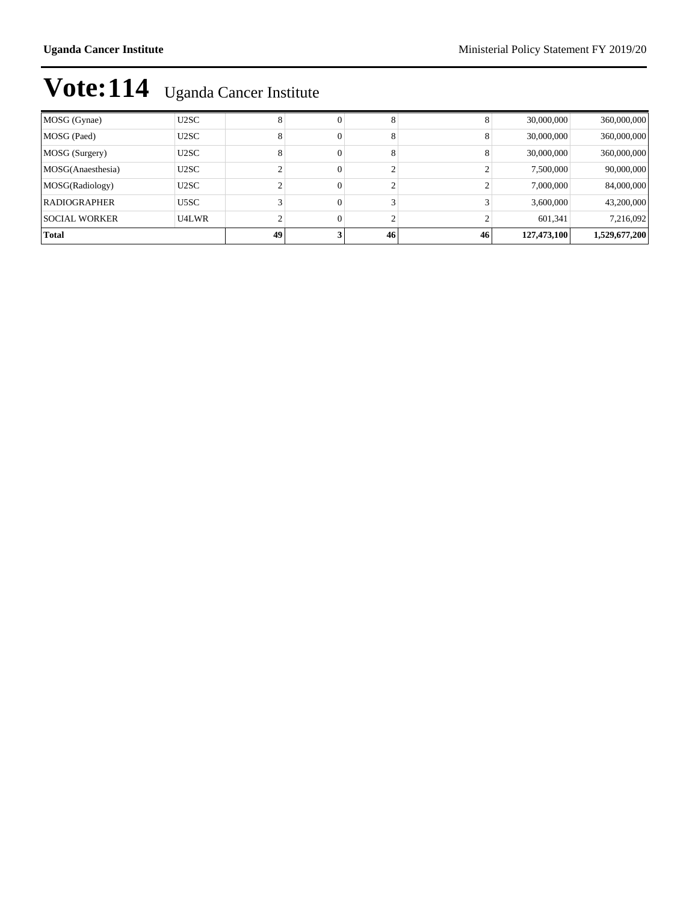# Vote:114 Uganda Cancer Institute

| | | | | | | | |
|---|---|---|---|---|---|---|---|
| MOSG (Gynae) | U2SC | 8 | 0 | 8 | 8 | 30,000,000 | 360,000,000 |
| MOSG (Paed) | U2SC | 8 | 0 | 8 | 8 | 30,000,000 | 360,000,000 |
| MOSG (Surgery) | U2SC | 8 | 0 | 8 | 8 | 30,000,000 | 360,000,000 |
| MOSG(Anaesthesia) | U2SC | 2 | 0 | 2 | 2 | 7,500,000 | 90,000,000 |
| MOSG(Radiology) | U2SC | 2 | 0 | 2 | 2 | 7,000,000 | 84,000,000 |
| RADIOGRAPHER | U5SC | 3 | 0 | 3 | 3 | 3,600,000 | 43,200,000 |
| SOCIAL WORKER | U4LWR | 2 | 0 | 2 | 2 | 601,341 | 7,216,092 |
| **Total** | | **49** | **3** | **46** | **46** | **127,473,100** | **1,529,677,200** |